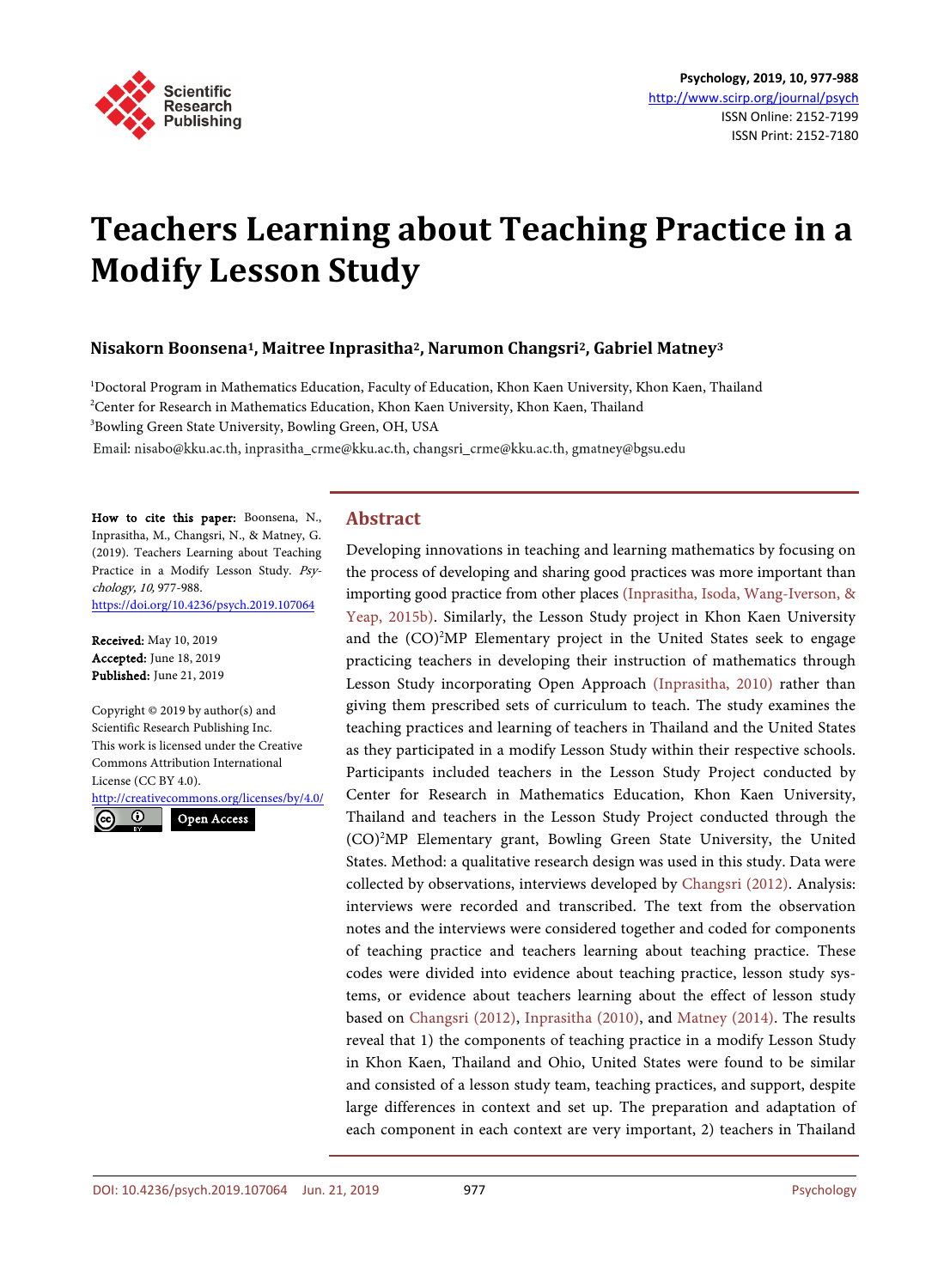# Teachers Learning about Teaching Practice in a Modify Lesson Study

**Nisakorn Boonsena[1], Maitree Inprasitha[2], Narumon Changsri[2], Gabriel Matney[3]**

[1]Doctoral Program in Mathematics Education, Faculty of Education, Khon Kaen University, Khon Kaen, Thailand
[2]Center for Research in Mathematics Education, Khon Kaen University, Khon Kaen, Thailand
[3]Bowling Green State University, Bowling Green, OH, USA

Email: nisabo@kku.ac.th, inprasitha_crme@kku.ac.th, changsri_crme@kku.ac.th, gmatney@bgsu.edu

**How to cite this paper:** Boonsena, N., Inprasitha, M., Changsri, N., & Matney, G. (2019). Teachers Learning about Teaching Practice in a Modify Lesson Study. *Psychology, 10,* 977-988.
https://doi.org/10.4236/psych.2019.107064

**Received:** May 10, 2019
**Accepted:** June 18, 2019
**Published:** June 21, 2019

Copyright © 2019 by author(s) and Scientific Research Publishing Inc.
This work is licensed under the Creative Commons Attribution International License (CC BY 4.0).
http://creativecommons.org/licenses/by/4.0/
Open Access

## Abstract

Developing innovations in teaching and learning mathematics by focusing on the process of developing and sharing good practices was more important than importing good practice from other places (Inprasitha, Isoda, Wang-Iverson, & Yeap, 2015b). Similarly, the Lesson Study project in Khon Kaen University and the (CO)$^2$MP Elementary project in the United States seek to engage practicing teachers in developing their instruction of mathematics through Lesson Study incorporating Open Approach (Inprasitha, 2010) rather than giving them prescribed sets of curriculum to teach. The study examines the teaching practices and learning of teachers in Thailand and the United States as they participated in a modify Lesson Study within their respective schools. Participants included teachers in the Lesson Study Project conducted by Center for Research in Mathematics Education, Khon Kaen University, Thailand and teachers in the Lesson Study Project conducted through the (CO)$^2$MP Elementary grant, Bowling Green State University, the United States. Method: a qualitative research design was used in this study. Data were collected by observations, interviews developed by Changsri (2012). Analysis: interviews were recorded and transcribed. The text from the observation notes and the interviews were considered together and coded for components of teaching practice and teachers learning about teaching practice. These codes were divided into evidence about teaching practice, lesson study systems, or evidence about teachers learning about the effect of lesson study based on Changsri (2012), Inprasitha (2010), and Matney (2014). The results reveal that 1) the components of teaching practice in a modify Lesson Study in Khon Kaen, Thailand and Ohio, United States were found to be similar and consisted of a lesson study team, teaching practices, and support, despite large differences in context and set up. The preparation and adaptation of each component in each context are very important, 2) teachers in Thailand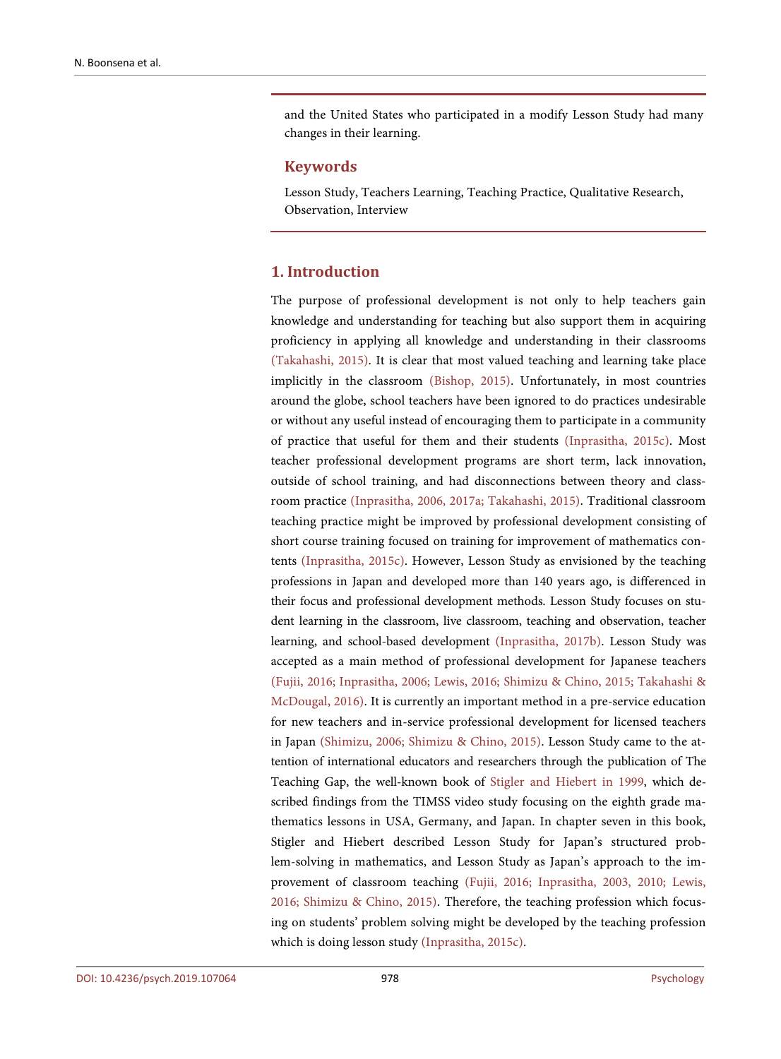and the United States who participated in a modify Lesson Study had many changes in their learning.

## Keywords

Lesson Study, Teachers Learning, Teaching Practice, Qualitative Research, Observation, Interview

## 1. Introduction

The purpose of professional development is not only to help teachers gain knowledge and understanding for teaching but also support them in acquiring proficiency in applying all knowledge and understanding in their classrooms (Takahashi, 2015). It is clear that most valued teaching and learning take place implicitly in the classroom (Bishop, 2015). Unfortunately, in most countries around the globe, school teachers have been ignored to do practices undesirable or without any useful instead of encouraging them to participate in a community of practice that useful for them and their students (Inprasitha, 2015c). Most teacher professional development programs are short term, lack innovation, outside of school training, and had disconnections between theory and classroom practice (Inprasitha, 2006, 2017a; Takahashi, 2015). Traditional classroom teaching practice might be improved by professional development consisting of short course training focused on training for improvement of mathematics contents (Inprasitha, 2015c). However, Lesson Study as envisioned by the teaching professions in Japan and developed more than 140 years ago, is differenced in their focus and professional development methods. Lesson Study focuses on student learning in the classroom, live classroom, teaching and observation, teacher learning, and school-based development (Inprasitha, 2017b). Lesson Study was accepted as a main method of professional development for Japanese teachers (Fujii, 2016; Inprasitha, 2006; Lewis, 2016; Shimizu & Chino, 2015; Takahashi & McDougal, 2016). It is currently an important method in a pre-service education for new teachers and in-service professional development for licensed teachers in Japan (Shimizu, 2006; Shimizu & Chino, 2015). Lesson Study came to the attention of international educators and researchers through the publication of The Teaching Gap, the well-known book of Stigler and Hiebert in 1999, which described findings from the TIMSS video study focusing on the eighth grade mathematics lessons in USA, Germany, and Japan. In chapter seven in this book, Stigler and Hiebert described Lesson Study for Japan's structured problem-solving in mathematics, and Lesson Study as Japan's approach to the improvement of classroom teaching (Fujii, 2016; Inprasitha, 2003, 2010; Lewis, 2016; Shimizu & Chino, 2015). Therefore, the teaching profession which focusing on students' problem solving might be developed by the teaching profession which is doing lesson study (Inprasitha, 2015c).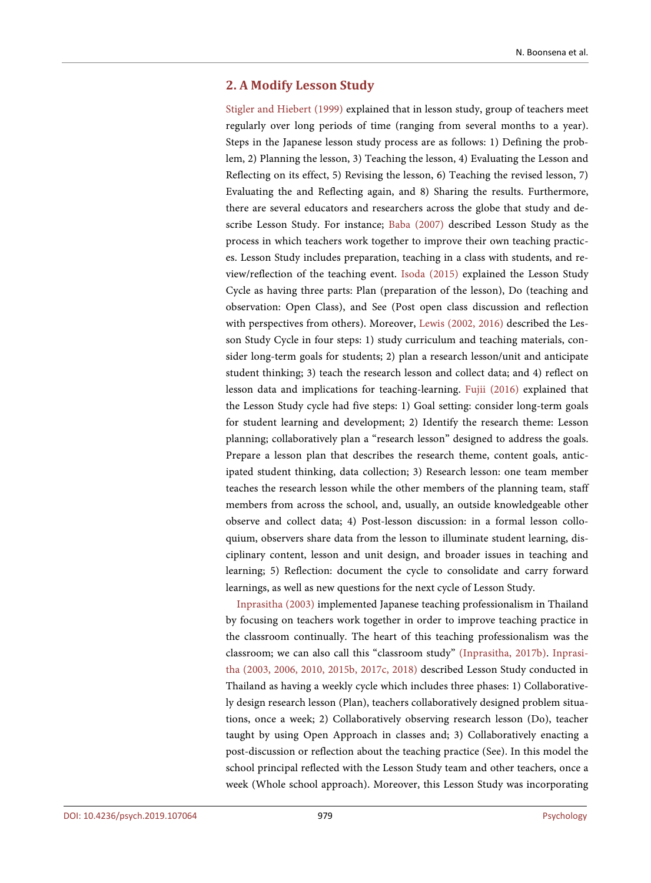## 2. A Modify Lesson Study

Stigler and Hiebert (1999) explained that in lesson study, group of teachers meet regularly over long periods of time (ranging from several months to a year). Steps in the Japanese lesson study process are as follows: 1) Defining the problem, 2) Planning the lesson, 3) Teaching the lesson, 4) Evaluating the Lesson and Reflecting on its effect, 5) Revising the lesson, 6) Teaching the revised lesson, 7) Evaluating the and Reflecting again, and 8) Sharing the results. Furthermore, there are several educators and researchers across the globe that study and describe Lesson Study. For instance; Baba (2007) described Lesson Study as the process in which teachers work together to improve their own teaching practices. Lesson Study includes preparation, teaching in a class with students, and review/reflection of the teaching event. Isoda (2015) explained the Lesson Study Cycle as having three parts: Plan (preparation of the lesson), Do (teaching and observation: Open Class), and See (Post open class discussion and reflection with perspectives from others). Moreover, Lewis (2002, 2016) described the Lesson Study Cycle in four steps: 1) study curriculum and teaching materials, consider long-term goals for students; 2) plan a research lesson/unit and anticipate student thinking; 3) teach the research lesson and collect data; and 4) reflect on lesson data and implications for teaching-learning. Fujii (2016) explained that the Lesson Study cycle had five steps: 1) Goal setting: consider long-term goals for student learning and development; 2) Identify the research theme: Lesson planning; collaboratively plan a "research lesson" designed to address the goals. Prepare a lesson plan that describes the research theme, content goals, anticipated student thinking, data collection; 3) Research lesson: one team member teaches the research lesson while the other members of the planning team, staff members from across the school, and, usually, an outside knowledgeable other observe and collect data; 4) Post-lesson discussion: in a formal lesson colloquium, observers share data from the lesson to illuminate student learning, disciplinary content, lesson and unit design, and broader issues in teaching and learning; 5) Reflection: document the cycle to consolidate and carry forward learnings, as well as new questions for the next cycle of Lesson Study.

Inprasitha (2003) implemented Japanese teaching professionalism in Thailand by focusing on teachers work together in order to improve teaching practice in the classroom continually. The heart of this teaching professionalism was the classroom; we can also call this "classroom study" (Inprasitha, 2017b). Inprasitha (2003, 2006, 2010, 2015b, 2017c, 2018) described Lesson Study conducted in Thailand as having a weekly cycle which includes three phases: 1) Collaboratively design research lesson (Plan), teachers collaboratively designed problem situations, once a week; 2) Collaboratively observing research lesson (Do), teacher taught by using Open Approach in classes and; 3) Collaboratively enacting a post-discussion or reflection about the teaching practice (See). In this model the school principal reflected with the Lesson Study team and other teachers, once a week (Whole school approach). Moreover, this Lesson Study was incorporating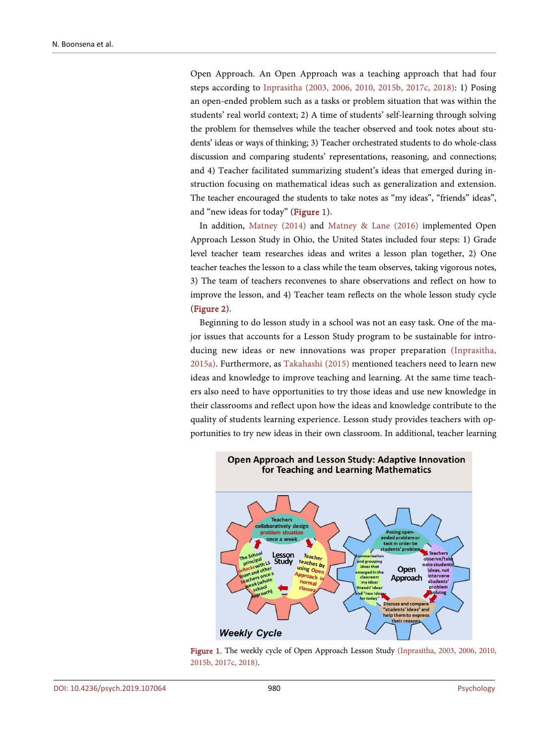Open Approach. An Open Approach was a teaching approach that had four steps according to Inprasitha (2003, 2006, 2010, 2015b, 2017c, 2018): 1) Posing an open-ended problem such as a tasks or problem situation that was within the students' real world context; 2) A time of students' self-learning through solving the problem for themselves while the teacher observed and took notes about students' ideas or ways of thinking; 3) Teacher orchestrated students to do whole-class discussion and comparing students' representations, reasoning, and connections; and 4) Teacher facilitated summarizing student's ideas that emerged during instruction focusing on mathematical ideas such as generalization and extension. The teacher encouraged the students to take notes as "my ideas", "friends" ideas", and "new ideas for today" (**Figure 1**).

In addition, Matney (2014) and Matney & Lane (2016) implemented Open Approach Lesson Study in Ohio, the United States included four steps: 1) Grade level teacher team researches ideas and writes a lesson plan together, 2) One teacher teaches the lesson to a class while the team observes, taking vigorous notes, 3) The team of teachers reconvenes to share observations and reflect on how to improve the lesson, and 4) Teacher team reflects on the whole lesson study cycle (**Figure 2**).

Beginning to do lesson study in a school was not an easy task. One of the major issues that accounts for a Lesson Study program to be sustainable for introducing new ideas or new innovations was proper preparation (Inprasitha, 2015a). Furthermore, as Takahashi (2015) mentioned teachers need to learn new ideas and knowledge to improve teaching and learning. At the same time teachers also need to have opportunities to try those ideas and use new knowledge in their classrooms and reflect upon how the ideas and knowledge contribute to the quality of students learning experience. Lesson study provides teachers with opportunities to try new ideas in their own classroom. In additional, teacher learning

**Figure 1.** The weekly cycle of Open Approach Lesson Study (Inprasitha, 2003, 2006, 2010, 2015b, 2017c, 2018).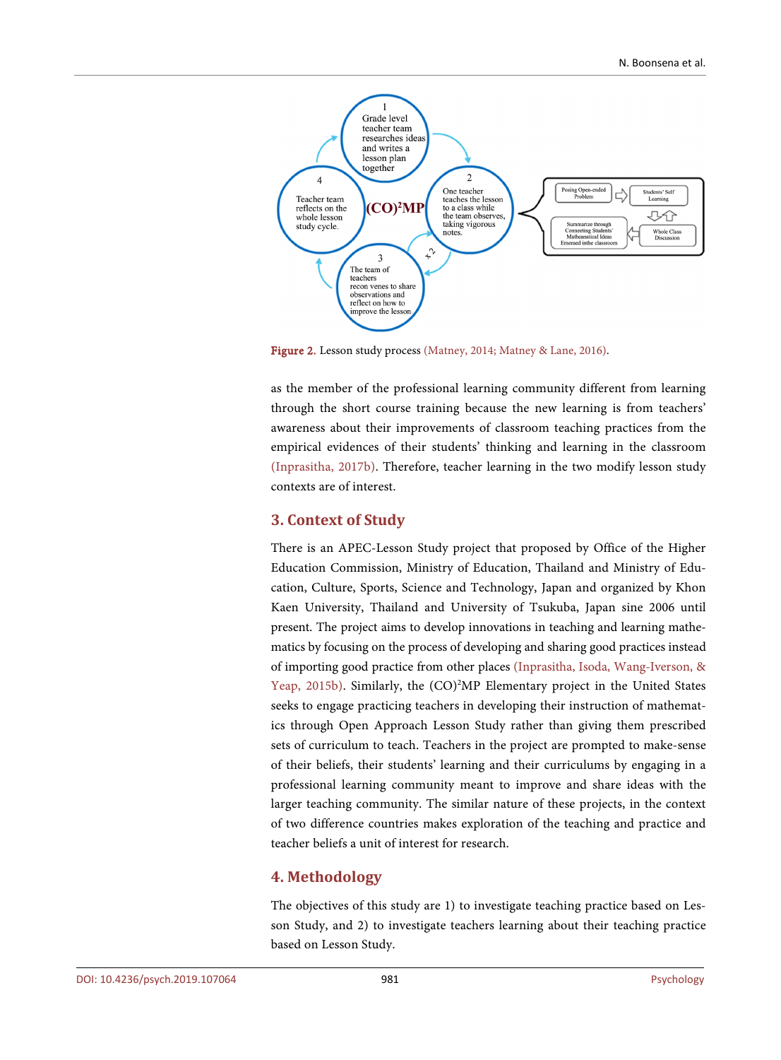Figure 2. Lesson study process (Matney, 2014; Matney & Lane, 2016).

as the member of the professional learning community different from learning through the short course training because the new learning is from teachers' awareness about their improvements of classroom teaching practices from the empirical evidences of their students' thinking and learning in the classroom (Inprasitha, 2017b). Therefore, teacher learning in the two modify lesson study contexts are of interest.

## 3. Context of Study

There is an APEC-Lesson Study project that proposed by Office of the Higher Education Commission, Ministry of Education, Thailand and Ministry of Education, Culture, Sports, Science and Technology, Japan and organized by Khon Kaen University, Thailand and University of Tsukuba, Japan sine 2006 until present. The project aims to develop innovations in teaching and learning mathematics by focusing on the process of developing and sharing good practices instead of importing good practice from other places (Inprasitha, Isoda, Wang-Iverson, & Yeap, 2015b). Similarly, the (CO)²MP Elementary project in the United States seeks to engage practicing teachers in developing their instruction of mathematics through Open Approach Lesson Study rather than giving them prescribed sets of curriculum to teach. Teachers in the project are prompted to make-sense of their beliefs, their students' learning and their curriculums by engaging in a professional learning community meant to improve and share ideas with the larger teaching community. The similar nature of these projects, in the context of two difference countries makes exploration of the teaching and practice and teacher beliefs a unit of interest for research.

## 4. Methodology

The objectives of this study are 1) to investigate teaching practice based on Lesson Study, and 2) to investigate teachers learning about their teaching practice based on Lesson Study.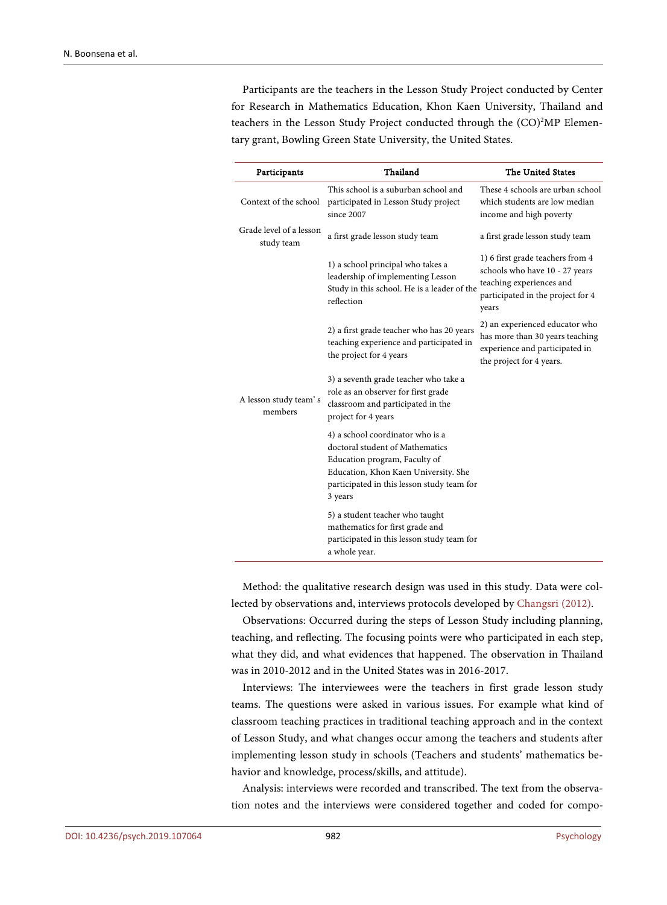Participants are the teachers in the Lesson Study Project conducted by Center for Research in Mathematics Education, Khon Kaen University, Thailand and teachers in the Lesson Study Project conducted through the $(CO)^2$MP Elementary grant, Bowling Green State University, the United States.

| Participants | Thailand | The United States |
|---|---|---|
| Context of the school | This school is a suburban school and participated in Lesson Study project since 2007 | These 4 schools are urban school which students are low median income and high poverty |
| Grade level of a lesson study team | a first grade lesson study team | a first grade lesson study team |
| A lesson study team's members | 1) a school principal who takes a leadership of implementing Lesson Study in this school. He is a leader of the reflection | 1) 6 first grade teachers from 4 schools who have 10 - 27 years teaching experiences and participated in the project for 4 years |
| | 2) a first grade teacher who has 20 years teaching experience and participated in the project for 4 years | 2) an experienced educator who has more than 30 years teaching experience and participated in the project for 4 years. |
| | 3) a seventh grade teacher who take a role as an observer for first grade classroom and participated in the project for 4 years | |
| | 4) a school coordinator who is a doctoral student of Mathematics Education program, Faculty of Education, Khon Kaen University. She participated in this lesson study team for 3 years | |
| | 5) a student teacher who taught mathematics for first grade and participated in this lesson study team for a whole year. | |

Method: the qualitative research design was used in this study. Data were collected by observations and, interviews protocols developed by Changsri (2012).

Observations: Occurred during the steps of Lesson Study including planning, teaching, and reflecting. The focusing points were who participated in each step, what they did, and what evidences that happened. The observation in Thailand was in 2010-2012 and in the United States was in 2016-2017.

Interviews: The interviewees were the teachers in first grade lesson study teams. The questions were asked in various issues. For example what kind of classroom teaching practices in traditional teaching approach and in the context of Lesson Study, and what changes occur among the teachers and students after implementing lesson study in schools (Teachers and students' mathematics behavior and knowledge, process/skills, and attitude).

Analysis: interviews were recorded and transcribed. The text from the observation notes and the interviews were considered together and coded for compo-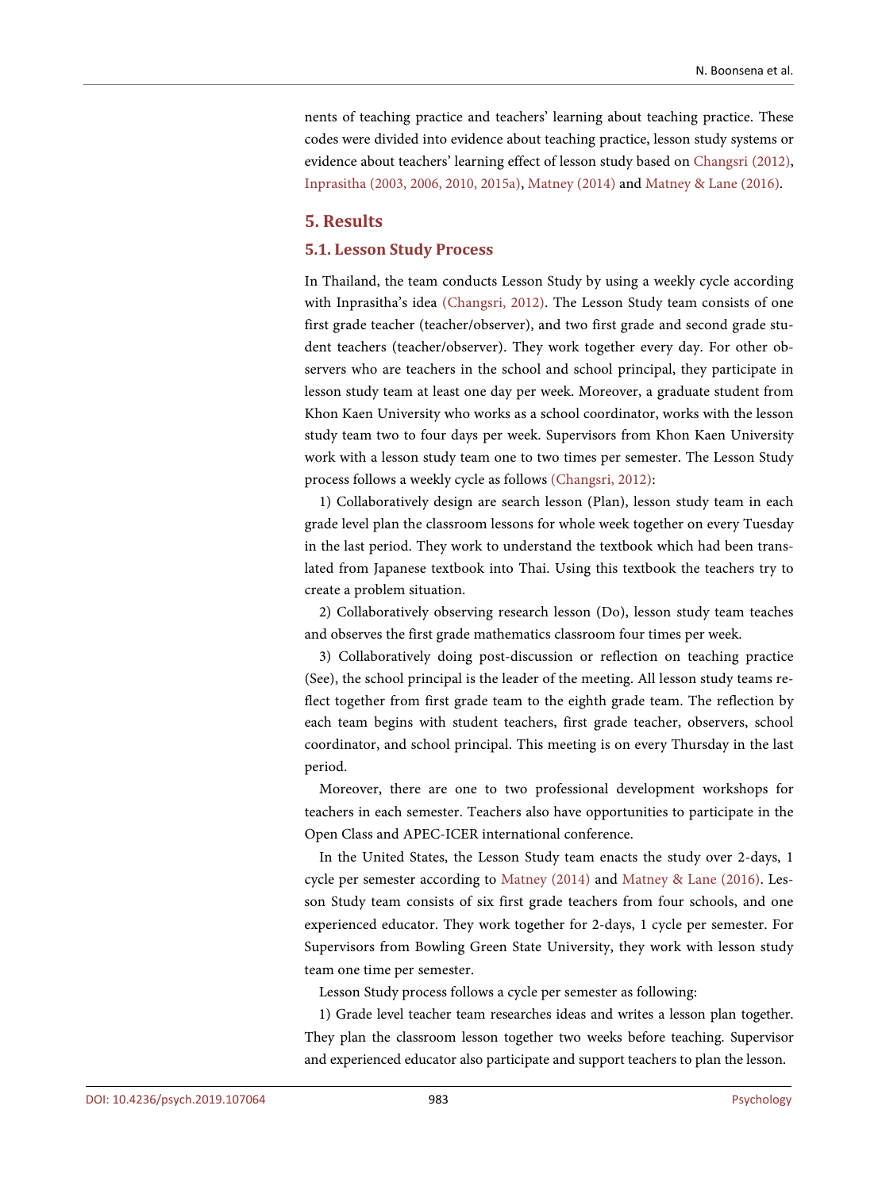nents of teaching practice and teachers' learning about teaching practice. These codes were divided into evidence about teaching practice, lesson study systems or evidence about teachers' learning effect of lesson study based on Changsri (2012), Inprasitha (2003, 2006, 2010, 2015a), Matney (2014) and Matney & Lane (2016).

## 5. Results

### 5.1. Lesson Study Process

In Thailand, the team conducts Lesson Study by using a weekly cycle according with Inprasitha's idea (Changsri, 2012). The Lesson Study team consists of one first grade teacher (teacher/observer), and two first grade and second grade student teachers (teacher/observer). They work together every day. For other observers who are teachers in the school and school principal, they participate in lesson study team at least one day per week. Moreover, a graduate student from Khon Kaen University who works as a school coordinator, works with the lesson study team two to four days per week. Supervisors from Khon Kaen University work with a lesson study team one to two times per semester. The Lesson Study process follows a weekly cycle as follows (Changsri, 2012):

1) Collaboratively design are search lesson (Plan), lesson study team in each grade level plan the classroom lessons for whole week together on every Tuesday in the last period. They work to understand the textbook which had been translated from Japanese textbook into Thai. Using this textbook the teachers try to create a problem situation.

2) Collaboratively observing research lesson (Do), lesson study team teaches and observes the first grade mathematics classroom four times per week.

3) Collaboratively doing post-discussion or reflection on teaching practice (See), the school principal is the leader of the meeting. All lesson study teams reflect together from first grade team to the eighth grade team. The reflection by each team begins with student teachers, first grade teacher, observers, school coordinator, and school principal. This meeting is on every Thursday in the last period.

Moreover, there are one to two professional development workshops for teachers in each semester. Teachers also have opportunities to participate in the Open Class and APEC-ICER international conference.

In the United States, the Lesson Study team enacts the study over 2-days, 1 cycle per semester according to Matney (2014) and Matney & Lane (2016). Lesson Study team consists of six first grade teachers from four schools, and one experienced educator. They work together for 2-days, 1 cycle per semester. For Supervisors from Bowling Green State University, they work with lesson study team one time per semester.

Lesson Study process follows a cycle per semester as following:

1) Grade level teacher team researches ideas and writes a lesson plan together. They plan the classroom lesson together two weeks before teaching. Supervisor and experienced educator also participate and support teachers to plan the lesson.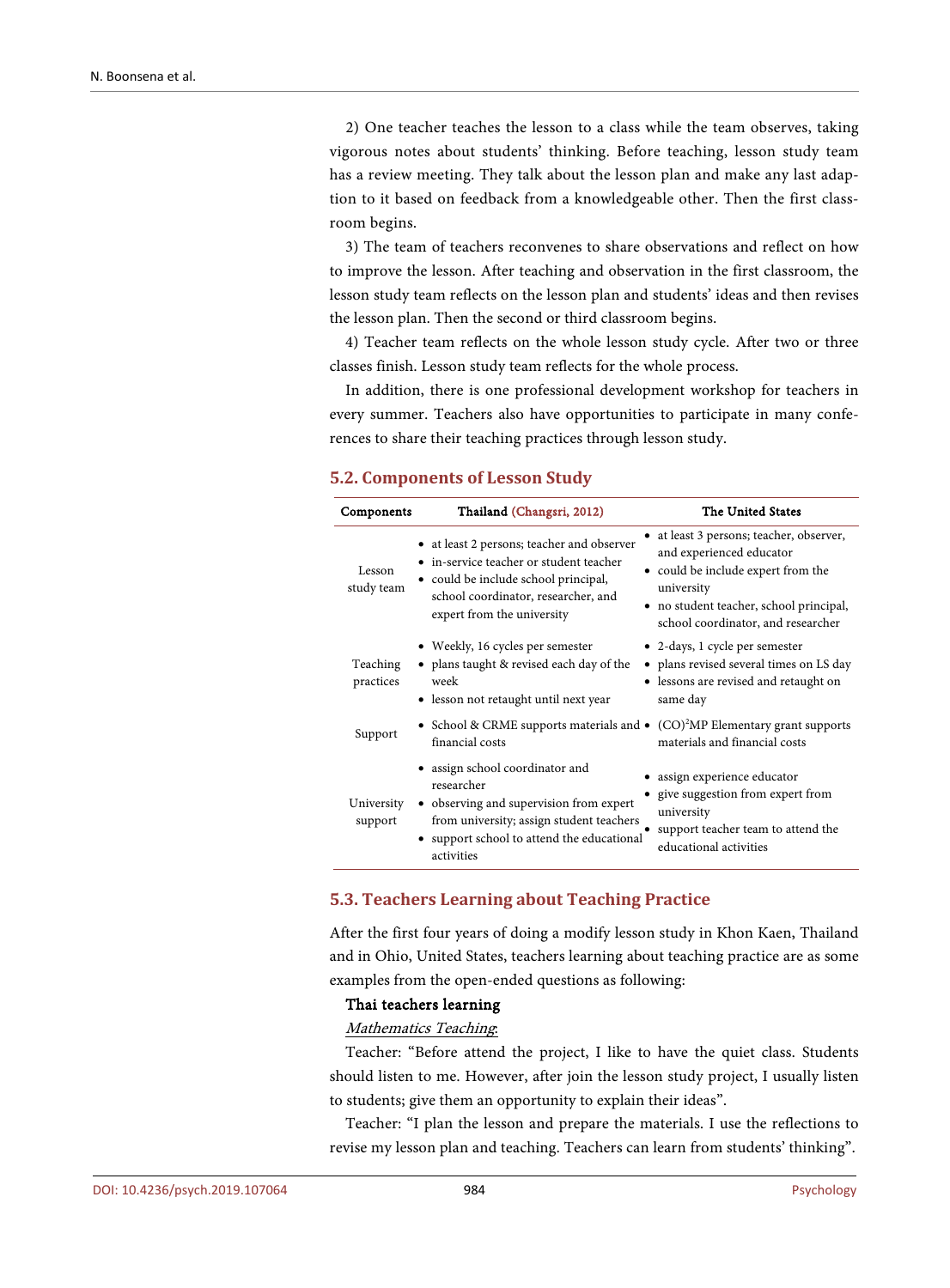2) One teacher teaches the lesson to a class while the team observes, taking vigorous notes about students' thinking. Before teaching, lesson study team has a review meeting. They talk about the lesson plan and make any last adaption to it based on feedback from a knowledgeable other. Then the first classroom begins.

3) The team of teachers reconvenes to share observations and reflect on how to improve the lesson. After teaching and observation in the first classroom, the lesson study team reflects on the lesson plan and students' ideas and then revises the lesson plan. Then the second or third classroom begins.

4) Teacher team reflects on the whole lesson study cycle. After two or three classes finish. Lesson study team reflects for the whole process.

In addition, there is one professional development workshop for teachers in every summer. Teachers also have opportunities to participate in many conferences to share their teaching practices through lesson study.

## 5.2. Components of Lesson Study

| Components | Thailand (Changsri, 2012) | The United States |
|---|---|---|
| Lesson study team | • at least 2 persons; teacher and observer<br>• in-service teacher or student teacher<br>• could be include school principal, school coordinator, researcher, and expert from the university | • at least 3 persons; teacher, observer, and experienced educator<br>• could be include expert from the university<br>• no student teacher, school principal, school coordinator, and researcher |
| Teaching practices | • Weekly, 16 cycles per semester<br>• plans taught & revised each day of the week<br>• lesson not retaught until next year | • 2-days, 1 cycle per semester<br>• plans revised several times on LS day<br>• lessons are revised and retaught on same day |
| Support | • School & CRME supports materials and financial costs | • $(CO)^2$MP Elementary grant supports materials and financial costs |
| University support | • assign school coordinator and researcher<br>• observing and supervision from expert from university; assign student teachers<br>• support school to attend the educational activities | • assign experience educator<br>• give suggestion from expert from university<br>• support teacher team to attend the educational activities |

## 5.3. Teachers Learning about Teaching Practice

After the first four years of doing a modify lesson study in Khon Kaen, Thailand and in Ohio, United States, teachers learning about teaching practice are as some examples from the open-ended questions as following:

**Thai teachers learning**

*Mathematics Teaching*:

Teacher: "Before attend the project, I like to have the quiet class. Students should listen to me. However, after join the lesson study project, I usually listen to students; give them an opportunity to explain their ideas".

Teacher: "I plan the lesson and prepare the materials. I use the reflections to revise my lesson plan and teaching. Teachers can learn from students' thinking".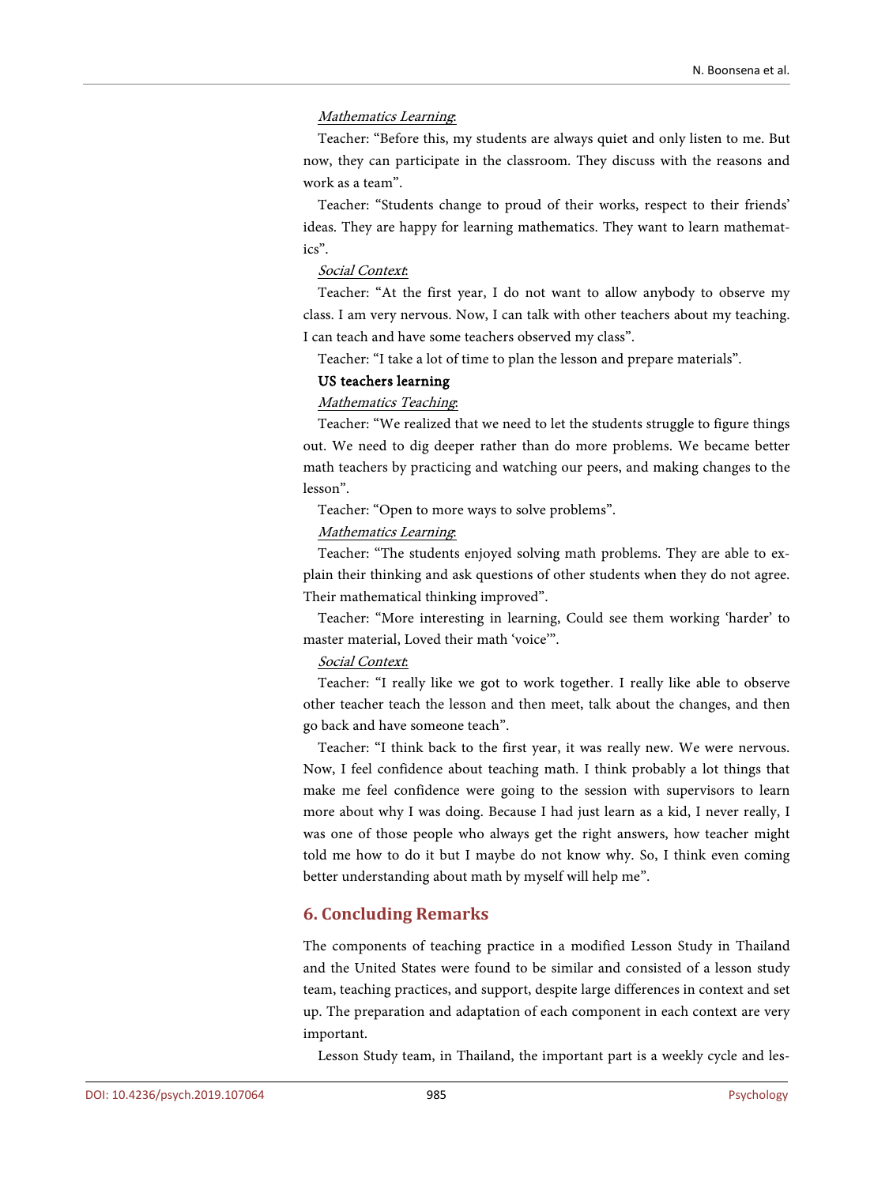*Mathematics Learning*:

Teacher: "Before this, my students are always quiet and only listen to me. But now, they can participate in the classroom. They discuss with the reasons and work as a team".

Teacher: "Students change to proud of their works, respect to their friends' ideas. They are happy for learning mathematics. They want to learn mathematics".

*Social Context*:

Teacher: "At the first year, I do not want to allow anybody to observe my class. I am very nervous. Now, I can talk with other teachers about my teaching. I can teach and have some teachers observed my class".

Teacher: "I take a lot of time to plan the lesson and prepare materials".

**US teachers learning**

*Mathematics Teaching*:

Teacher: "We realized that we need to let the students struggle to figure things out. We need to dig deeper rather than do more problems. We became better math teachers by practicing and watching our peers, and making changes to the lesson".

Teacher: "Open to more ways to solve problems".

*Mathematics Learning*:

Teacher: "The students enjoyed solving math problems. They are able to explain their thinking and ask questions of other students when they do not agree. Their mathematical thinking improved".

Teacher: "More interesting in learning, Could see them working 'harder' to master material, Loved their math 'voice'".

*Social Context*:

Teacher: "I really like we got to work together. I really like able to observe other teacher teach the lesson and then meet, talk about the changes, and then go back and have someone teach".

Teacher: "I think back to the first year, it was really new. We were nervous. Now, I feel confidence about teaching math. I think probably a lot things that make me feel confidence were going to the session with supervisors to learn more about why I was doing. Because I had just learn as a kid, I never really, I was one of those people who always get the right answers, how teacher might told me how to do it but I maybe do not know why. So, I think even coming better understanding about math by myself will help me".

## 6. Concluding Remarks

The components of teaching practice in a modified Lesson Study in Thailand and the United States were found to be similar and consisted of a lesson study team, teaching practices, and support, despite large differences in context and set up. The preparation and adaptation of each component in each context are very important.

Lesson Study team, in Thailand, the important part is a weekly cycle and les-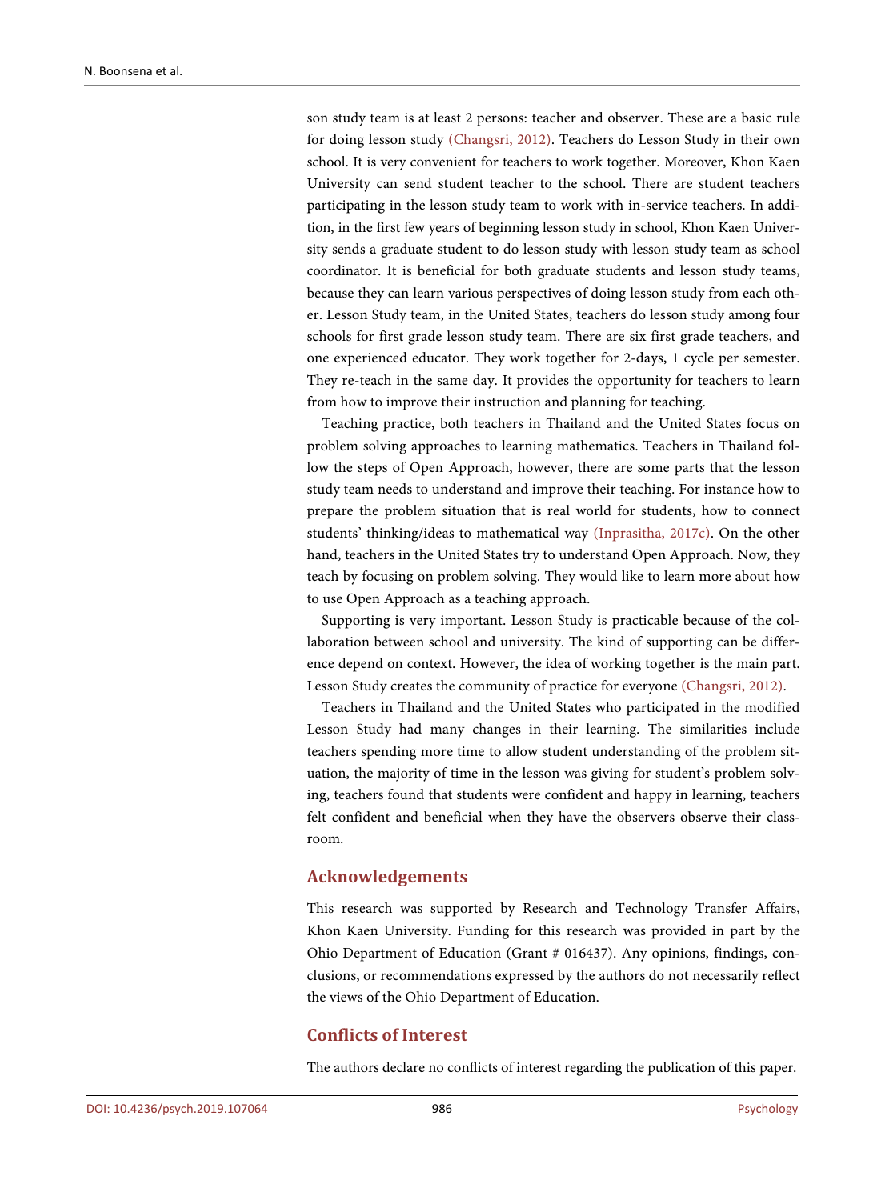son study team is at least 2 persons: teacher and observer. These are a basic rule for doing lesson study (Changsri, 2012). Teachers do Lesson Study in their own school. It is very convenient for teachers to work together. Moreover, Khon Kaen University can send student teacher to the school. There are student teachers participating in the lesson study team to work with in-service teachers. In addition, in the first few years of beginning lesson study in school, Khon Kaen University sends a graduate student to do lesson study with lesson study team as school coordinator. It is beneficial for both graduate students and lesson study teams, because they can learn various perspectives of doing lesson study from each other. Lesson Study team, in the United States, teachers do lesson study among four schools for first grade lesson study team. There are six first grade teachers, and one experienced educator. They work together for 2-days, 1 cycle per semester. They re-teach in the same day. It provides the opportunity for teachers to learn from how to improve their instruction and planning for teaching.

Teaching practice, both teachers in Thailand and the United States focus on problem solving approaches to learning mathematics. Teachers in Thailand follow the steps of Open Approach, however, there are some parts that the lesson study team needs to understand and improve their teaching. For instance how to prepare the problem situation that is real world for students, how to connect students' thinking/ideas to mathematical way (Inprasitha, 2017c). On the other hand, teachers in the United States try to understand Open Approach. Now, they teach by focusing on problem solving. They would like to learn more about how to use Open Approach as a teaching approach.

Supporting is very important. Lesson Study is practicable because of the collaboration between school and university. The kind of supporting can be difference depend on context. However, the idea of working together is the main part. Lesson Study creates the community of practice for everyone (Changsri, 2012).

Teachers in Thailand and the United States who participated in the modified Lesson Study had many changes in their learning. The similarities include teachers spending more time to allow student understanding of the problem situation, the majority of time in the lesson was giving for student's problem solving, teachers found that students were confident and happy in learning, teachers felt confident and beneficial when they have the observers observe their classroom.

## Acknowledgements

This research was supported by Research and Technology Transfer Affairs, Khon Kaen University. Funding for this research was provided in part by the Ohio Department of Education (Grant # 016437). Any opinions, findings, conclusions, or recommendations expressed by the authors do not necessarily reflect the views of the Ohio Department of Education.

## Conflicts of Interest

The authors declare no conflicts of interest regarding the publication of this paper.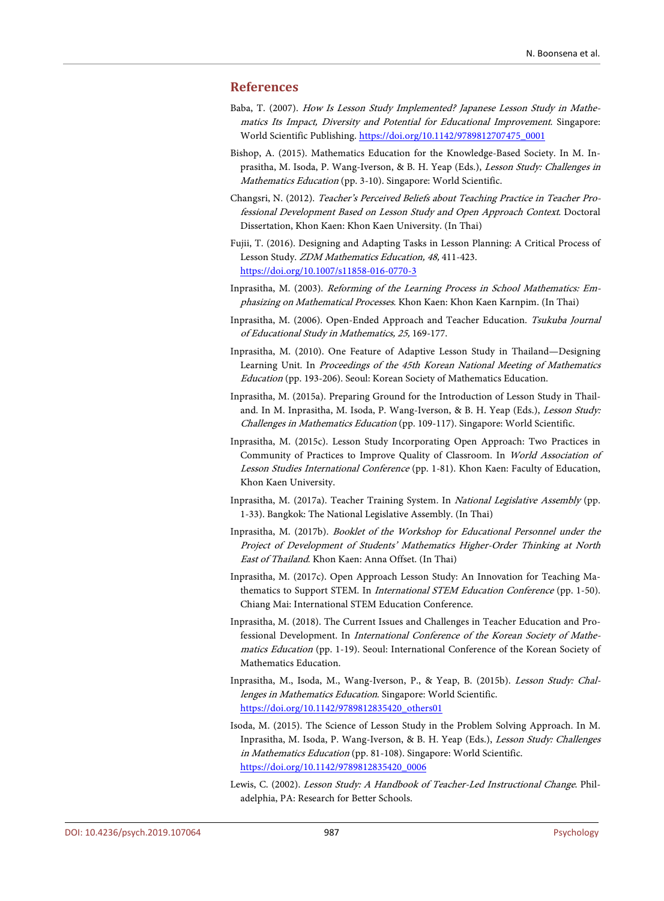## References

Baba, T. (2007). *How Is Lesson Study Implemented? Japanese Lesson Study in Mathematics Its Impact, Diversity and Potential for Educational Improvement*. Singapore: World Scientific Publishing. https://doi.org/10.1142/9789812707475_0001

Bishop, A. (2015). Mathematics Education for the Knowledge-Based Society. In M. Inprasitha, M. Isoda, P. Wang-Iverson, & B. H. Yeap (Eds.), *Lesson Study: Challenges in Mathematics Education* (pp. 3-10). Singapore: World Scientific.

Changsri, N. (2012). *Teacher's Perceived Beliefs about Teaching Practice in Teacher Professional Development Based on Lesson Study and Open Approach Context*. Doctoral Dissertation, Khon Kaen: Khon Kaen University. (In Thai)

Fujii, T. (2016). Designing and Adapting Tasks in Lesson Planning: A Critical Process of Lesson Study. *ZDM Mathematics Education, 48,* 411-423. https://doi.org/10.1007/s11858-016-0770-3

Inprasitha, M. (2003). *Reforming of the Learning Process in School Mathematics: Emphasizing on Mathematical Processes*. Khon Kaen: Khon Kaen Karnpim. (In Thai)

Inprasitha, M. (2006). Open-Ended Approach and Teacher Education. *Tsukuba Journal of Educational Study in Mathematics, 25,* 169-177.

Inprasitha, M. (2010). One Feature of Adaptive Lesson Study in Thailand—Designing Learning Unit. In *Proceedings of the 45th Korean National Meeting of Mathematics Education* (pp. 193-206). Seoul: Korean Society of Mathematics Education.

Inprasitha, M. (2015a). Preparing Ground for the Introduction of Lesson Study in Thailand. In M. Inprasitha, M. Isoda, P. Wang-Iverson, & B. H. Yeap (Eds.), *Lesson Study: Challenges in Mathematics Education* (pp. 109-117). Singapore: World Scientific.

Inprasitha, M. (2015c). Lesson Study Incorporating Open Approach: Two Practices in Community of Practices to Improve Quality of Classroom. In *World Association of Lesson Studies International Conference* (pp. 1-81). Khon Kaen: Faculty of Education, Khon Kaen University.

Inprasitha, M. (2017a). Teacher Training System. In *National Legislative Assembly* (pp. 1-33). Bangkok: The National Legislative Assembly. (In Thai)

Inprasitha, M. (2017b). *Booklet of the Workshop for Educational Personnel under the Project of Development of Students' Mathematics Higher-Order Thinking at North East of Thailand*. Khon Kaen: Anna Offset. (In Thai)

Inprasitha, M. (2017c). Open Approach Lesson Study: An Innovation for Teaching Mathematics to Support STEM. In *International STEM Education Conference* (pp. 1-50). Chiang Mai: International STEM Education Conference.

Inprasitha, M. (2018). The Current Issues and Challenges in Teacher Education and Professional Development. In *International Conference of the Korean Society of Mathematics Education* (pp. 1-19). Seoul: International Conference of the Korean Society of Mathematics Education.

Inprasitha, M., Isoda, M., Wang-Iverson, P., & Yeap, B. (2015b). *Lesson Study: Challenges in Mathematics Education*. Singapore: World Scientific. https://doi.org/10.1142/9789812835420_others01

Isoda, M. (2015). The Science of Lesson Study in the Problem Solving Approach. In M. Inprasitha, M. Isoda, P. Wang-Iverson, & B. H. Yeap (Eds.), *Lesson Study: Challenges in Mathematics Education* (pp. 81-108). Singapore: World Scientific. https://doi.org/10.1142/9789812835420_0006

Lewis, C. (2002). *Lesson Study: A Handbook of Teacher-Led Instructional Change*. Philadelphia, PA: Research for Better Schools.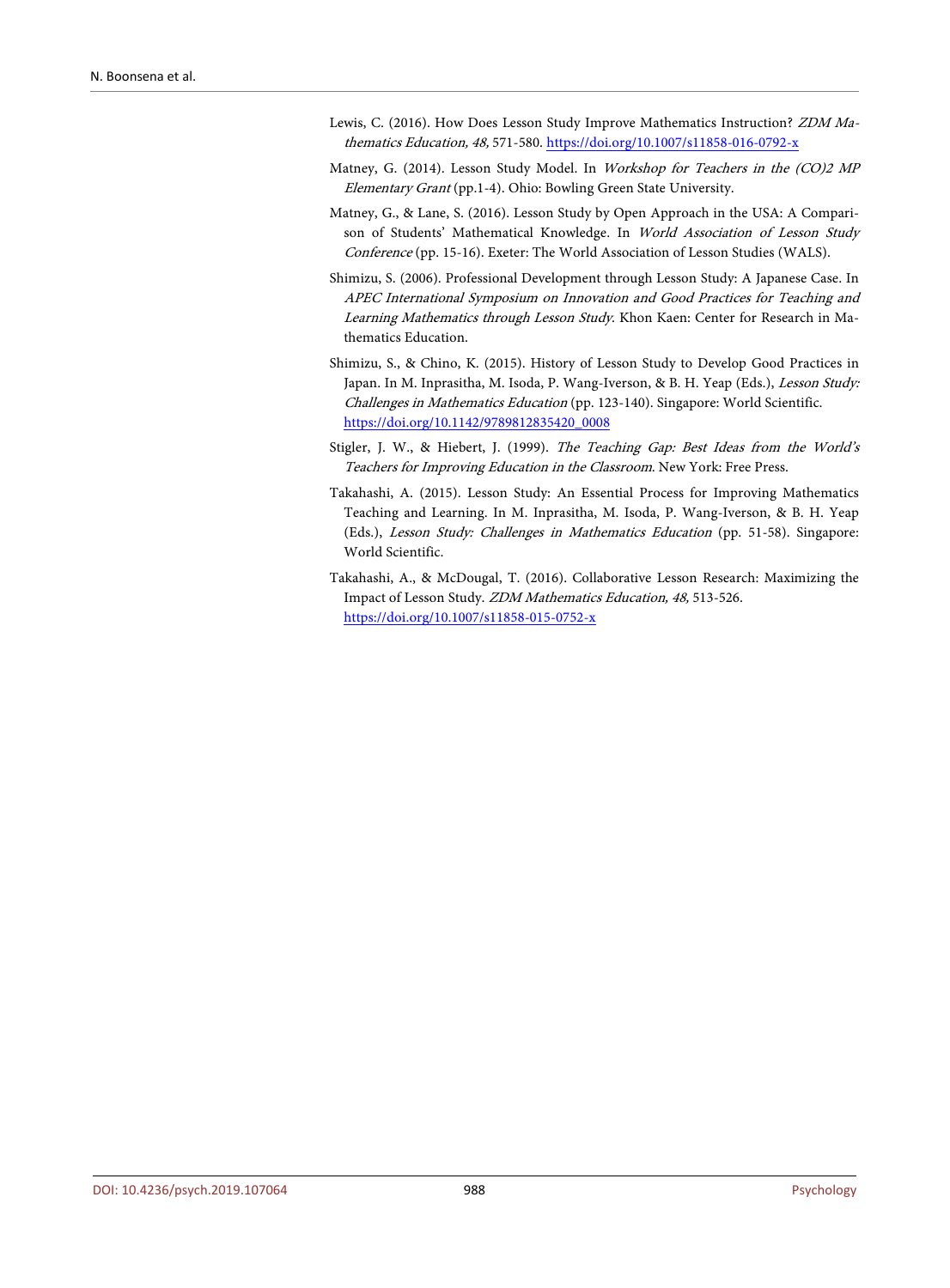Lewis, C. (2016). How Does Lesson Study Improve Mathematics Instruction? *ZDM Mathematics Education, 48,* 571-580. https://doi.org/10.1007/s11858-016-0792-x

Matney, G. (2014). Lesson Study Model. In *Workshop for Teachers in the (CO)2 MP Elementary Grant* (pp.1-4). Ohio: Bowling Green State University.

Matney, G., & Lane, S. (2016). Lesson Study by Open Approach in the USA: A Comparison of Students' Mathematical Knowledge. In *World Association of Lesson Study Conference* (pp. 15-16). Exeter: The World Association of Lesson Studies (WALS).

Shimizu, S. (2006). Professional Development through Lesson Study: A Japanese Case. In *APEC International Symposium on Innovation and Good Practices for Teaching and Learning Mathematics through Lesson Study*. Khon Kaen: Center for Research in Mathematics Education.

Shimizu, S., & Chino, K. (2015). History of Lesson Study to Develop Good Practices in Japan. In M. Inprasitha, M. Isoda, P. Wang-Iverson, & B. H. Yeap (Eds.), *Lesson Study: Challenges in Mathematics Education* (pp. 123-140). Singapore: World Scientific. https://doi.org/10.1142/9789812835420_0008

Stigler, J. W., & Hiebert, J. (1999). *The Teaching Gap: Best Ideas from the World's Teachers for Improving Education in the Classroom*. New York: Free Press.

Takahashi, A. (2015). Lesson Study: An Essential Process for Improving Mathematics Teaching and Learning. In M. Inprasitha, M. Isoda, P. Wang-Iverson, & B. H. Yeap (Eds.), *Lesson Study: Challenges in Mathematics Education* (pp. 51-58). Singapore: World Scientific.

Takahashi, A., & McDougal, T. (2016). Collaborative Lesson Research: Maximizing the Impact of Lesson Study. *ZDM Mathematics Education, 48,* 513-526. https://doi.org/10.1007/s11858-015-0752-x